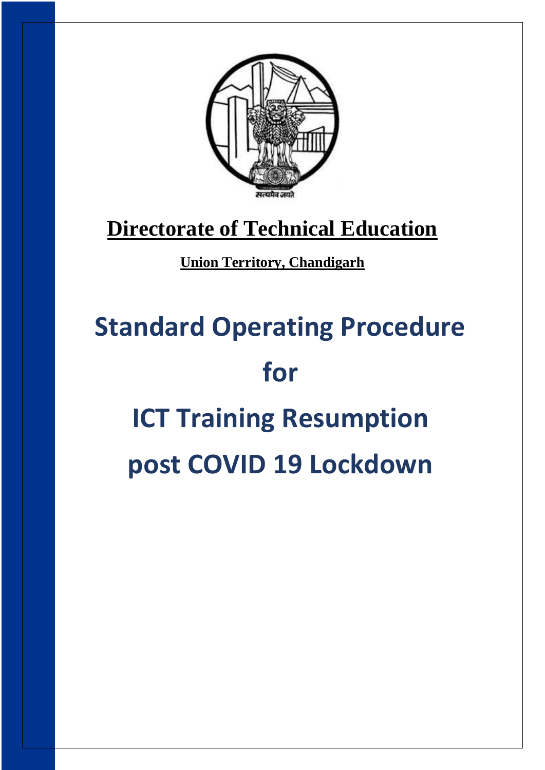सत्यमेव जयते

# Directorate of Technical Education

**Union Territory, Chandigarh**

# Standard Operating Procedure for ICT Training Resumption post COVID 19 Lockdown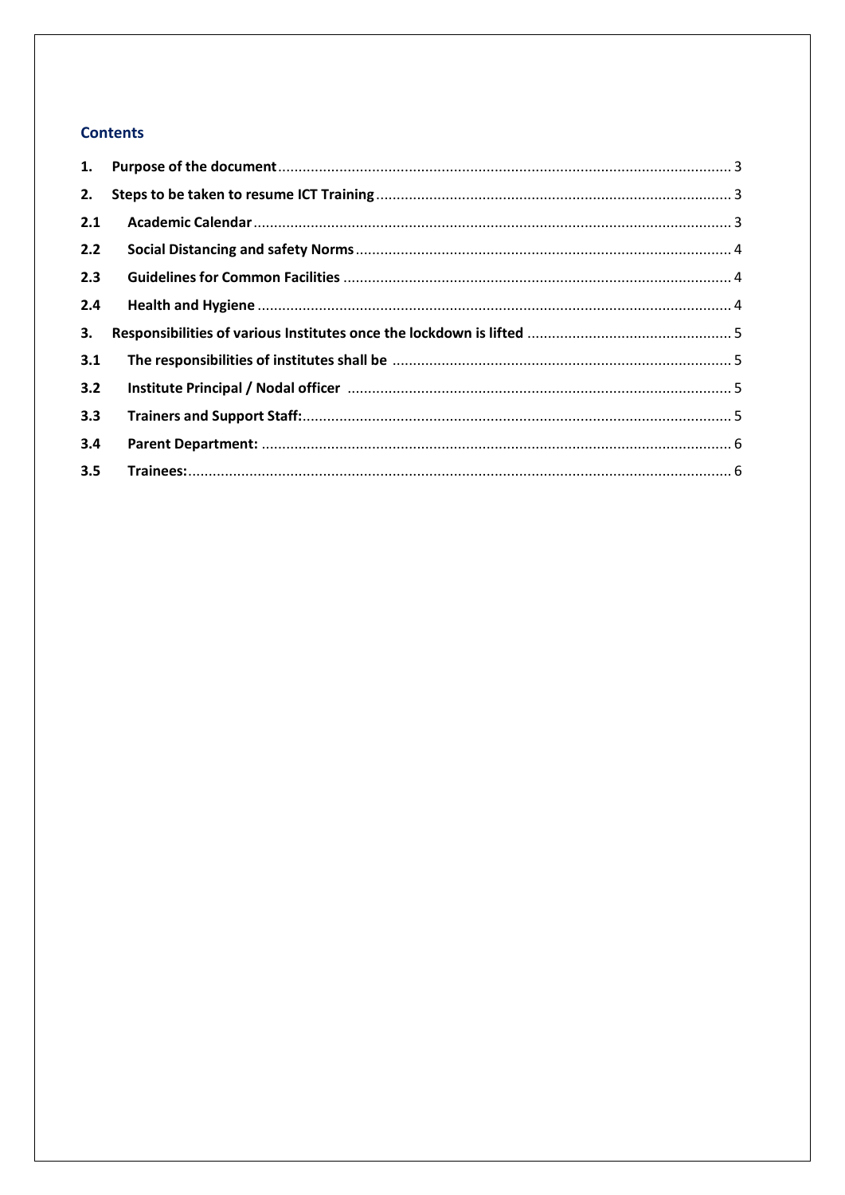## Contents

| | | |
|---|---|---|
| 1. | **Purpose of the document** | 3 |
| 2. | **Steps to be taken to resume ICT Training** | 3 |
| 2.1 | **Academic Calendar** | 3 |
| 2.2 | **Social Distancing and safety Norms** | 4 |
| 2.3 | **Guidelines for Common Facilities** | 4 |
| 2.4 | **Health and Hygiene** | 4 |
| 3. | **Responsibilities of various Institutes once the lockdown is lifted** | 5 |
| 3.1 | **The responsibilities of institutes shall be** | 5 |
| 3.2 | **Institute Principal / Nodal officer** | 5 |
| 3.3 | **Trainers and Support Staff:** | 5 |
| 3.4 | **Parent Department:** | 6 |
| 3.5 | **Trainees:** | 6 |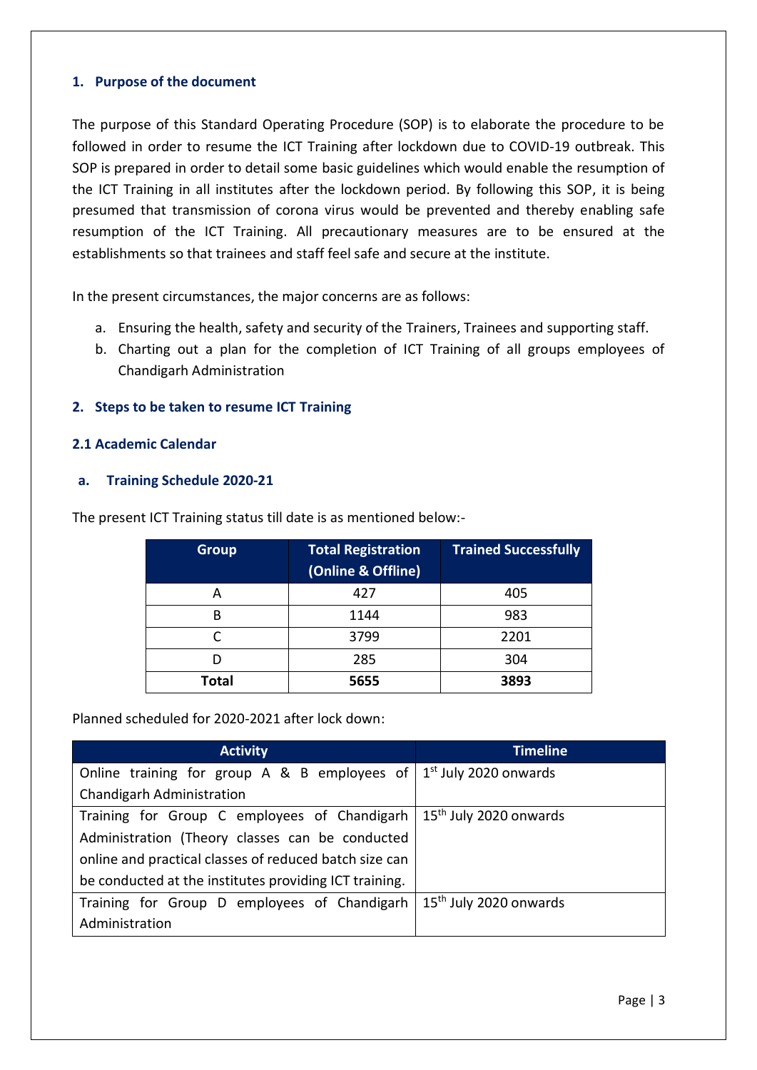## 1. Purpose of the document

The purpose of this Standard Operating Procedure (SOP) is to elaborate the procedure to be followed in order to resume the ICT Training after lockdown due to COVID-19 outbreak. This SOP is prepared in order to detail some basic guidelines which would enable the resumption of the ICT Training in all institutes after the lockdown period. By following this SOP, it is being presumed that transmission of corona virus would be prevented and thereby enabling safe resumption of the ICT Training. All precautionary measures are to be ensured at the establishments so that trainees and staff feel safe and secure at the institute.

In the present circumstances, the major concerns are as follows:

a. Ensuring the health, safety and security of the Trainers, Trainees and supporting staff.
b. Charting out a plan for the completion of ICT Training of all groups employees of Chandigarh Administration

## 2. Steps to be taken to resume ICT Training

### 2.1 Academic Calendar

#### a. Training Schedule 2020-21

The present ICT Training status till date is as mentioned below:-

| Group | Total Registration (Online & Offline) | Trained Successfully |
|---|---|---|
| A | 427 | 405 |
| B | 1144 | 983 |
| C | 3799 | 2201 |
| D | 285 | 304 |
| **Total** | **5655** | **3893** |

Planned scheduled for 2020-2021 after lock down:

| Activity | Timeline |
|---|---|
| Online training for group A & B employees of Chandigarh Administration | 1st July 2020 onwards |
| Training for Group C employees of Chandigarh Administration (Theory classes can be conducted online and practical classes of reduced batch size can be conducted at the institutes providing ICT training. | 15th July 2020 onwards |
| Training for Group D employees of Chandigarh Administration | 15th July 2020 onwards |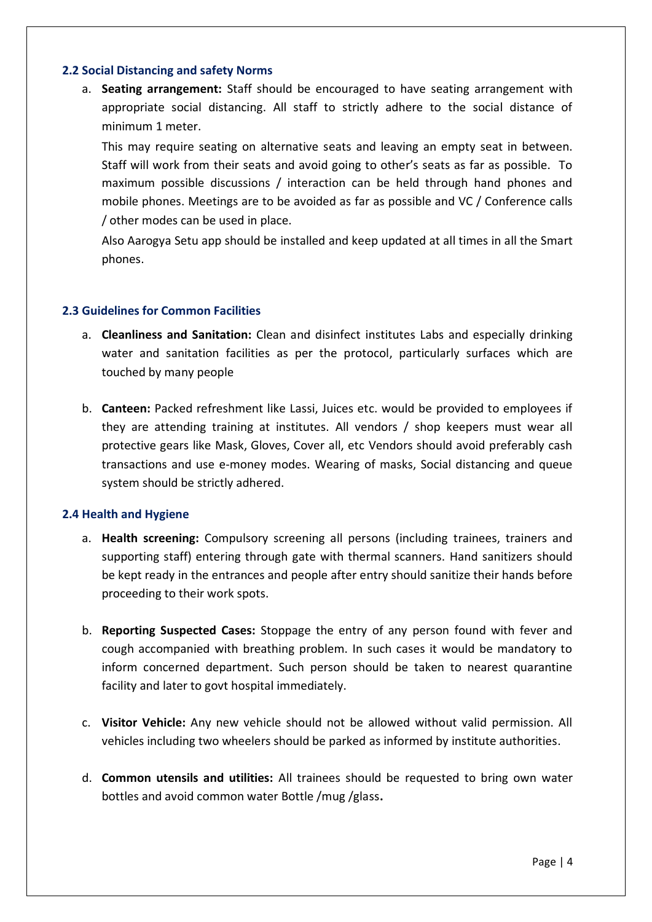### 2.2 Social Distancing and safety Norms

a. **Seating arrangement:** Staff should be encouraged to have seating arrangement with appropriate social distancing. All staff to strictly adhere to the social distance of minimum 1 meter.

   This may require seating on alternative seats and leaving an empty seat in between. Staff will work from their seats and avoid going to other's seats as far as possible. To maximum possible discussions / interaction can be held through hand phones and mobile phones. Meetings are to be avoided as far as possible and VC / Conference calls / other modes can be used in place.

   Also Aarogya Setu app should be installed and keep updated at all times in all the Smart phones.

### 2.3 Guidelines for Common Facilities

a. **Cleanliness and Sanitation:** Clean and disinfect institutes Labs and especially drinking water and sanitation facilities as per the protocol, particularly surfaces which are touched by many people

b. **Canteen:** Packed refreshment like Lassi, Juices etc. would be provided to employees if they are attending training at institutes. All vendors / shop keepers must wear all protective gears like Mask, Gloves, Cover all, etc Vendors should avoid preferably cash transactions and use e-money modes. Wearing of masks, Social distancing and queue system should be strictly adhered.

### 2.4 Health and Hygiene

a. **Health screening:** Compulsory screening all persons (including trainees, trainers and supporting staff) entering through gate with thermal scanners. Hand sanitizers should be kept ready in the entrances and people after entry should sanitize their hands before proceeding to their work spots.

b. **Reporting Suspected Cases:** Stoppage the entry of any person found with fever and cough accompanied with breathing problem. In such cases it would be mandatory to inform concerned department. Such person should be taken to nearest quarantine facility and later to govt hospital immediately.

c. **Visitor Vehicle:** Any new vehicle should not be allowed without valid permission. All vehicles including two wheelers should be parked as informed by institute authorities.

d. **Common utensils and utilities:** All trainees should be requested to bring own water bottles and avoid common water Bottle /mug /glass**.**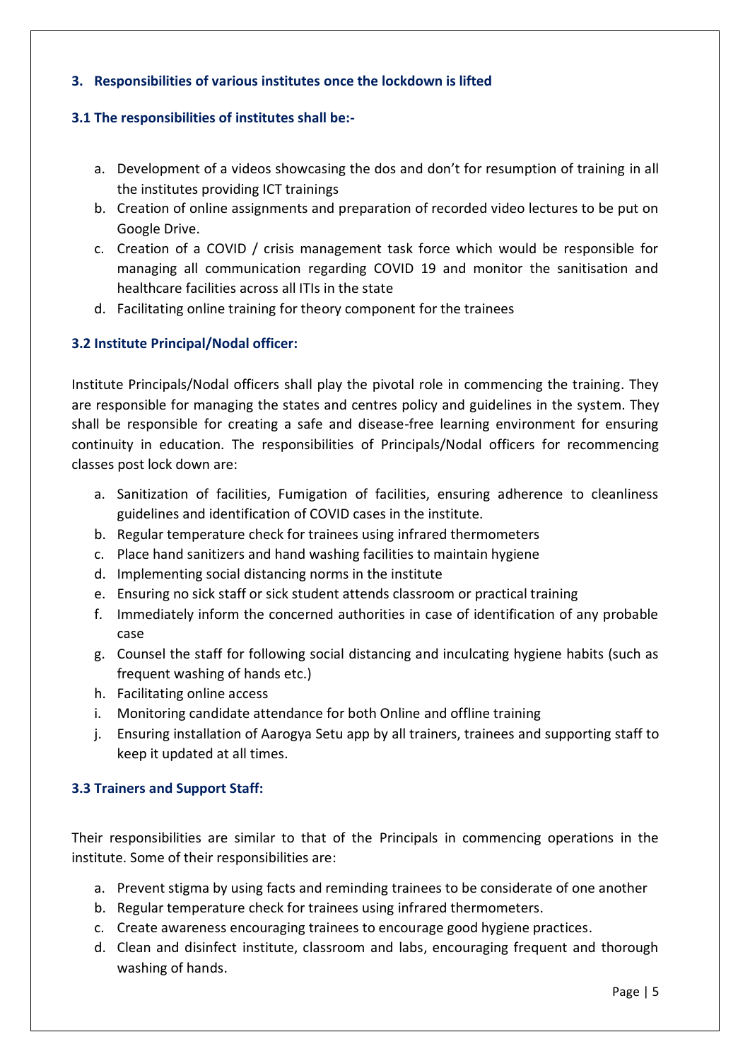### 3. Responsibilities of various institutes once the lockdown is lifted

#### 3.1 The responsibilities of institutes shall be:-

a. Development of a videos showcasing the dos and don't for resumption of training in all the institutes providing ICT trainings
b. Creation of online assignments and preparation of recorded video lectures to be put on Google Drive.
c. Creation of a COVID / crisis management task force which would be responsible for managing all communication regarding COVID 19 and monitor the sanitisation and healthcare facilities across all ITIs in the state
d. Facilitating online training for theory component for the trainees

#### 3.2 Institute Principal/Nodal officer:

Institute Principals/Nodal officers shall play the pivotal role in commencing the training. They are responsible for managing the states and centres policy and guidelines in the system. They shall be responsible for creating a safe and disease-free learning environment for ensuring continuity in education. The responsibilities of Principals/Nodal officers for recommencing classes post lock down are:

a. Sanitization of facilities, Fumigation of facilities, ensuring adherence to cleanliness guidelines and identification of COVID cases in the institute.
b. Regular temperature check for trainees using infrared thermometers
c. Place hand sanitizers and hand washing facilities to maintain hygiene
d. Implementing social distancing norms in the institute
e. Ensuring no sick staff or sick student attends classroom or practical training
f. Immediately inform the concerned authorities in case of identification of any probable case
g. Counsel the staff for following social distancing and inculcating hygiene habits (such as frequent washing of hands etc.)
h. Facilitating online access
i. Monitoring candidate attendance for both Online and offline training
j. Ensuring installation of Aarogya Setu app by all trainers, trainees and supporting staff to keep it updated at all times.

#### 3.3 Trainers and Support Staff:

Their responsibilities are similar to that of the Principals in commencing operations in the institute. Some of their responsibilities are:

a. Prevent stigma by using facts and reminding trainees to be considerate of one another
b. Regular temperature check for trainees using infrared thermometers.
c. Create awareness encouraging trainees to encourage good hygiene practices.
d. Clean and disinfect institute, classroom and labs, encouraging frequent and thorough washing of hands.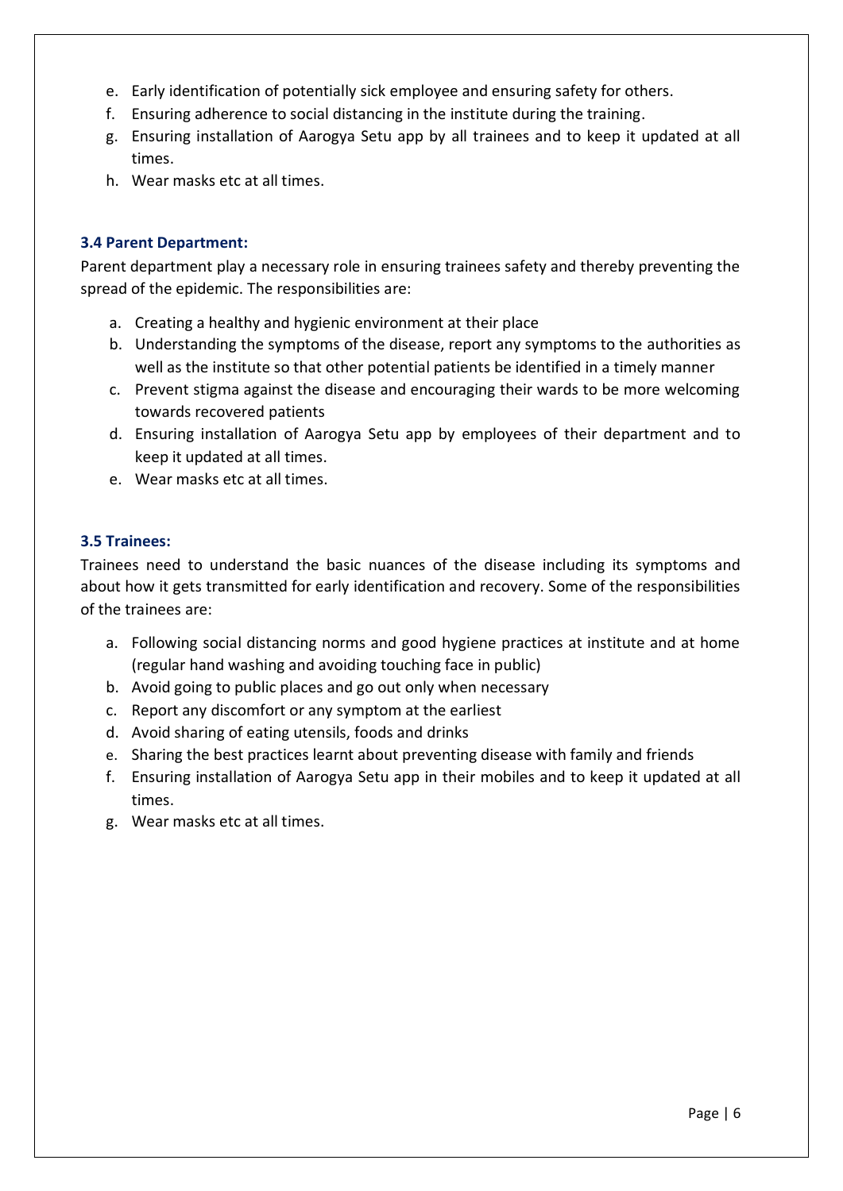e. Early identification of potentially sick employee and ensuring safety for others.
f. Ensuring adherence to social distancing in the institute during the training.
g. Ensuring installation of Aarogya Setu app by all trainees and to keep it updated at all times.
h. Wear masks etc at all times.

### 3.4 Parent Department:

Parent department play a necessary role in ensuring trainees safety and thereby preventing the spread of the epidemic. The responsibilities are:

a. Creating a healthy and hygienic environment at their place
b. Understanding the symptoms of the disease, report any symptoms to the authorities as well as the institute so that other potential patients be identified in a timely manner
c. Prevent stigma against the disease and encouraging their wards to be more welcoming towards recovered patients
d. Ensuring installation of Aarogya Setu app by employees of their department and to keep it updated at all times.
e. Wear masks etc at all times.

### 3.5 Trainees:

Trainees need to understand the basic nuances of the disease including its symptoms and about how it gets transmitted for early identification and recovery. Some of the responsibilities of the trainees are:

a. Following social distancing norms and good hygiene practices at institute and at home (regular hand washing and avoiding touching face in public)
b. Avoid going to public places and go out only when necessary
c. Report any discomfort or any symptom at the earliest
d. Avoid sharing of eating utensils, foods and drinks
e. Sharing the best practices learnt about preventing disease with family and friends
f. Ensuring installation of Aarogya Setu app in their mobiles and to keep it updated at all times.
g. Wear masks etc at all times.